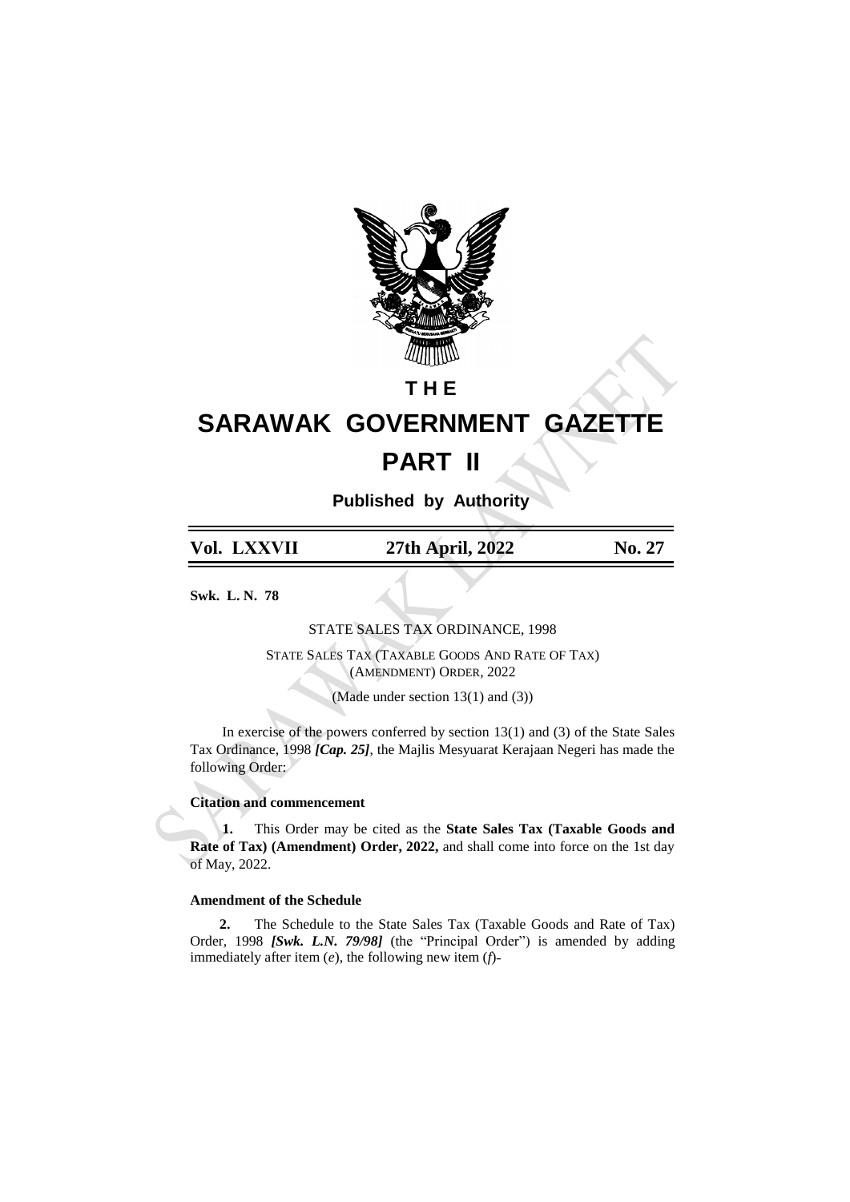# THE

# SARAWAK GOVERNMENT GAZETTE

# PART II

**Published by Authority**

| Vol. LXXVII | 27th April, 2022 | No. 27 |
|---|---|---|

**Swk. L. N. 78**

STATE SALES TAX ORDINANCE, 1998

STATE SALES TAX (TAXABLE GOODS AND RATE OF TAX) (AMENDMENT) ORDER, 2022

(Made under section 13(1) and (3))

In exercise of the powers conferred by section 13(1) and (3) of the State Sales Tax Ordinance, 1998 ***[Cap. 25]***, the Majlis Mesyuarat Kerajaan Negeri has made the following Order:

**Citation and commencement**

**1.** This Order may be cited as the **State Sales Tax (Taxable Goods and Rate of Tax) (Amendment) Order, 2022,** and shall come into force on the 1st day of May, 2022.

**Amendment of the Schedule**

**2.** The Schedule to the State Sales Tax (Taxable Goods and Rate of Tax) Order, 1998 ***[Swk. L.N. 79/98]*** (the "Principal Order") is amended by adding immediately after item (*e*), the following new item (*f*)-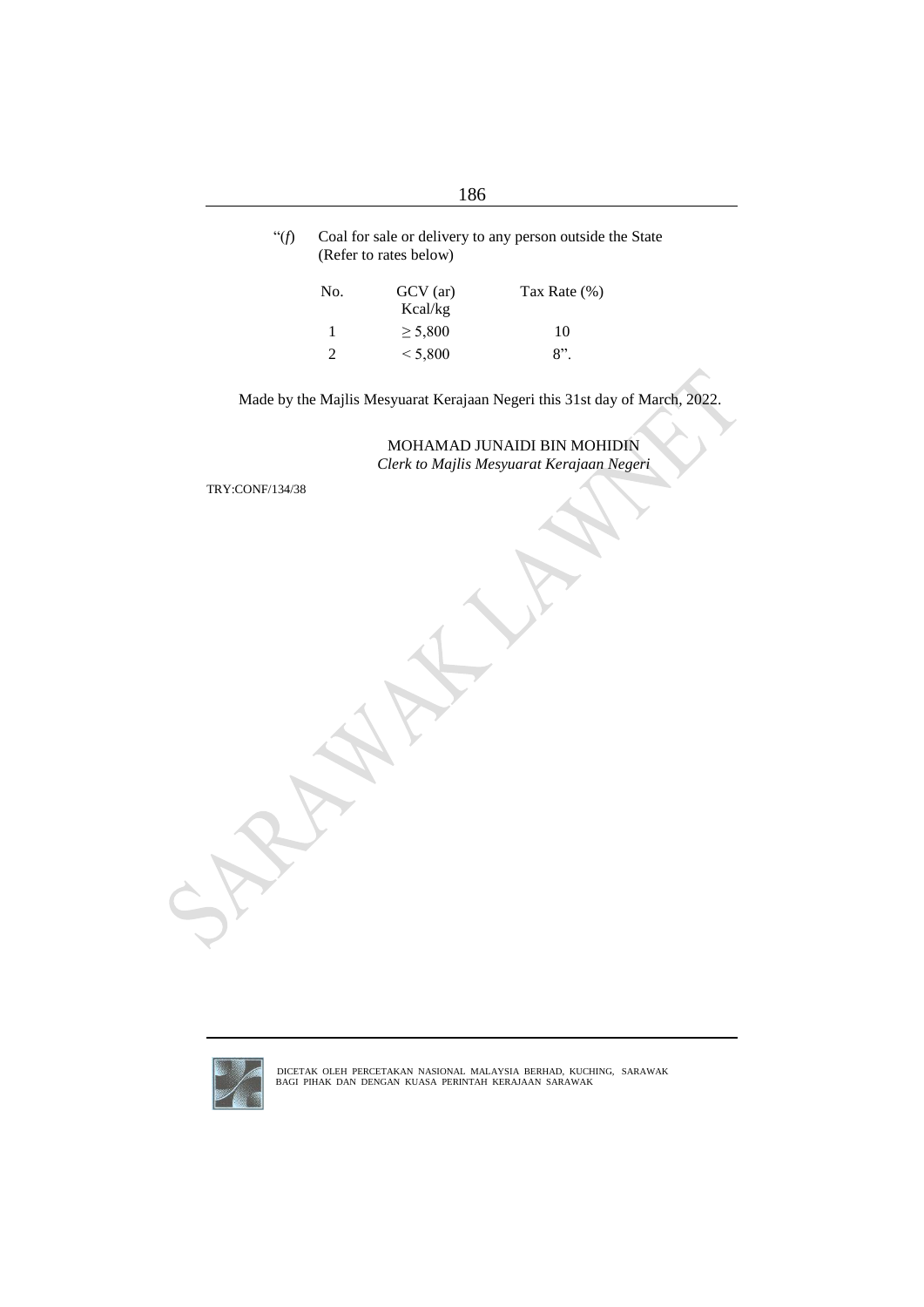"(*f*) Coal for sale or delivery to any person outside the State (Refer to rates below)

| No. | GCV (ar) Kcal/kg | Tax Rate (%) |
|---|---|---|
| 1 | ≥ 5,800 | 10 |
| 2 | < 5,800 | 8". |

Made by the Majlis Mesyuarat Kerajaan Negeri this 31st day of March, 2022.

MOHAMAD JUNAIDI BIN MOHIDIN
*Clerk to Majlis Mesyuarat Kerajaan Negeri*

TRY:CONF/134/38

DICETAK OLEH PERCETAKAN NASIONAL MALAYSIA BERHAD, KUCHING, SARAWAK
BAGI PIHAK DAN DENGAN KUASA PERINTAH KERAJAAN SARAWAK